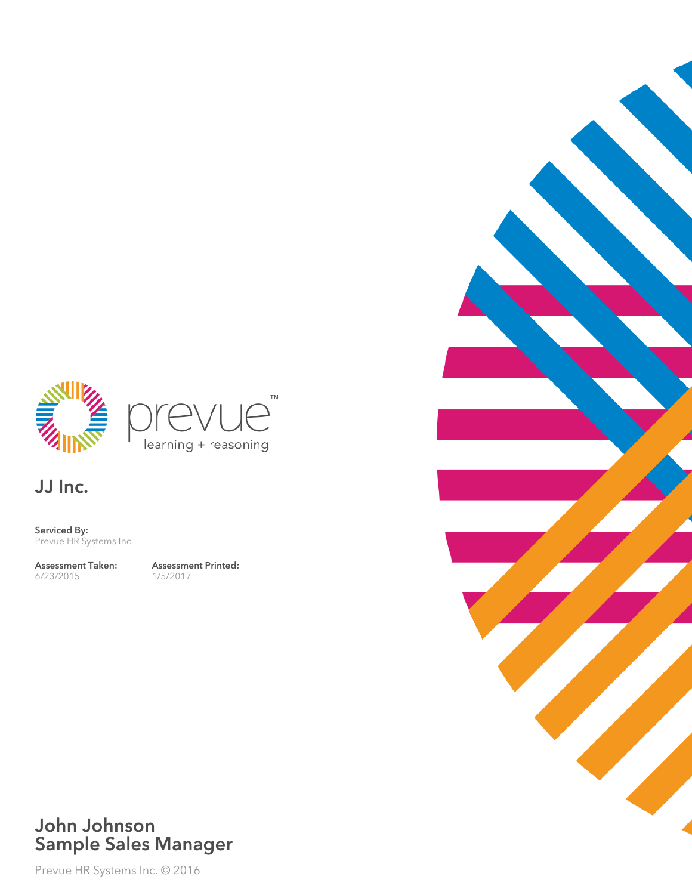prevue™

learning + reasoning

## JJ Inc.

**Serviced By:**
Prevue HR Systems Inc.

**Assessment Taken:**
6/23/2015

**Assessment Printed:**
1/5/2017

# John Johnson
# Sample Sales Manager

Prevue HR Systems Inc. © 2016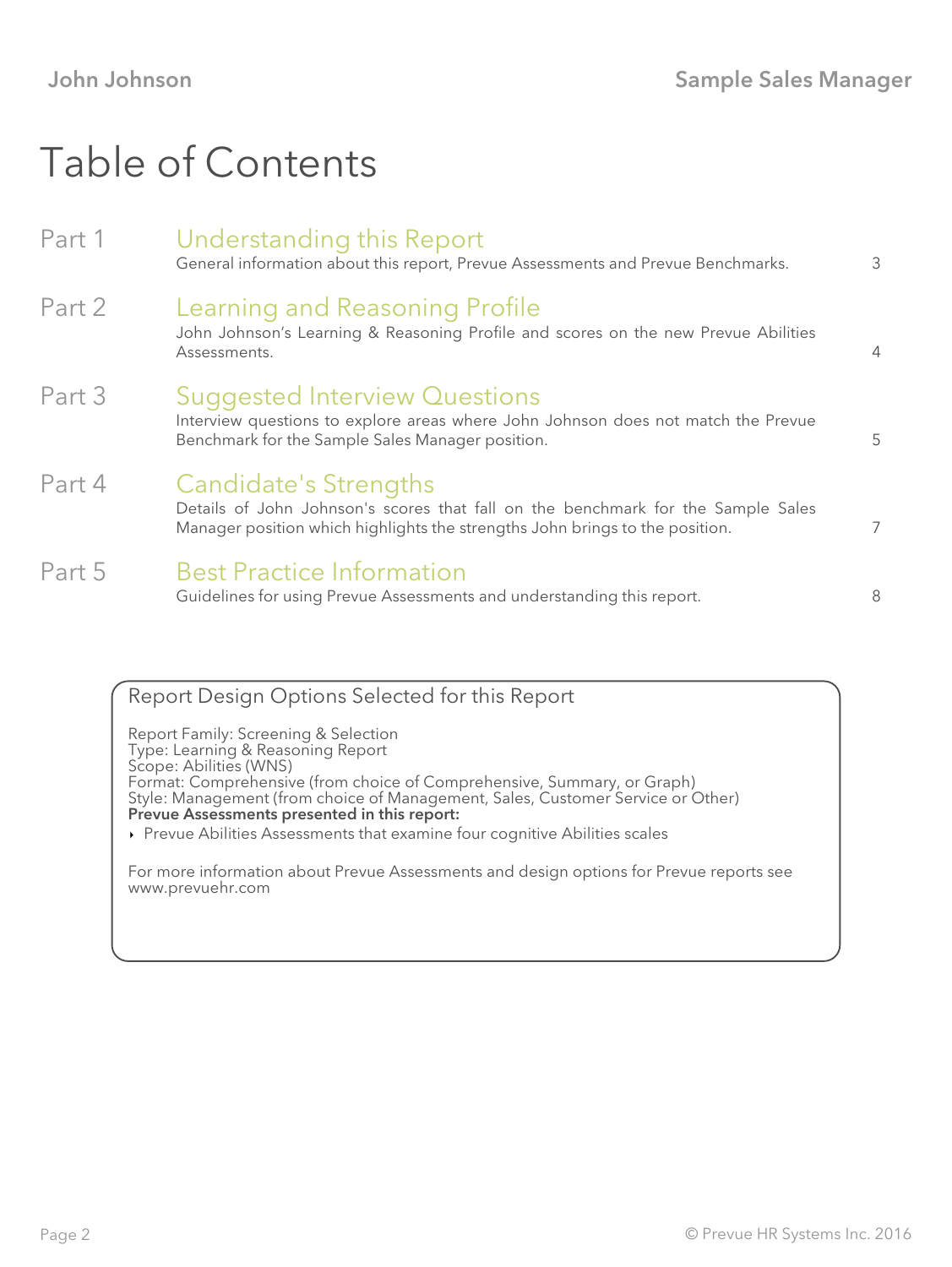# Table of Contents

| | | |
|---|---|---|
| Part 1 | **Understanding this Report**<br>General information about this report, Prevue Assessments and Prevue Benchmarks. | 3 |
| Part 2 | **Learning and Reasoning Profile**<br>John Johnson's Learning & Reasoning Profile and scores on the new Prevue Abilities Assessments. | 4 |
| Part 3 | **Suggested Interview Questions**<br>Interview questions to explore areas where John Johnson does not match the Prevue Benchmark for the Sample Sales Manager position. | 5 |
| Part 4 | **Candidate's Strengths**<br>Details of John Johnson's scores that fall on the benchmark for the Sample Sales Manager position which highlights the strengths John brings to the position. | 7 |
| Part 5 | **Best Practice Information**<br>Guidelines for using Prevue Assessments and understanding this report. | 8 |

## Report Design Options Selected for this Report

Report Family: Screening & Selection
Type: Learning & Reasoning Report
Scope: Abilities (WNS)
Format: Comprehensive (from choice of Comprehensive, Summary, or Graph)
Style: Management (from choice of Management, Sales, Customer Service or Other)
**Prevue Assessments presented in this report:**

- Prevue Abilities Assessments that examine four cognitive Abilities scales

For more information about Prevue Assessments and design options for Prevue reports see www.prevuehr.com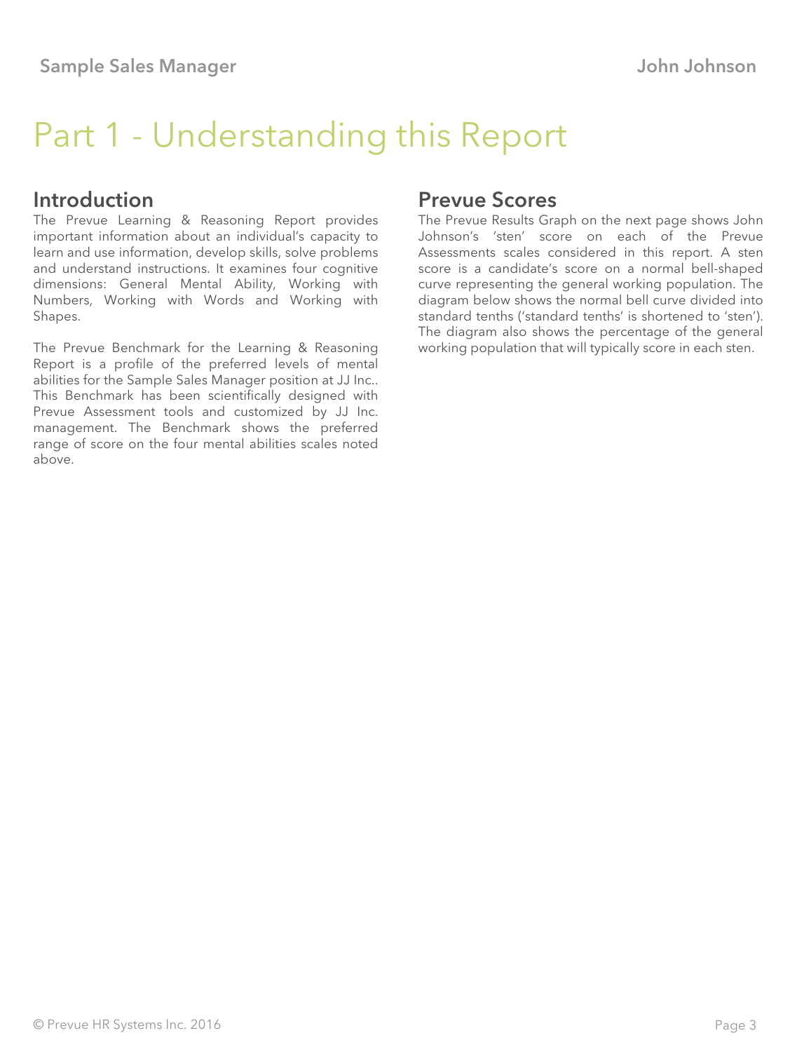# Part 1 - Understanding this Report

## Introduction

The Prevue Learning & Reasoning Report provides important information about an individual's capacity to learn and use information, develop skills, solve problems and understand instructions. It examines four cognitive dimensions: General Mental Ability, Working with Numbers, Working with Words and Working with Shapes.

The Prevue Benchmark for the Learning & Reasoning Report is a profile of the preferred levels of mental abilities for the Sample Sales Manager position at JJ Inc.. This Benchmark has been scientifically designed with Prevue Assessment tools and customized by JJ Inc. management. The Benchmark shows the preferred range of score on the four mental abilities scales noted above.

## Prevue Scores

The Prevue Results Graph on the next page shows John Johnson's 'sten' score on each of the Prevue Assessments scales considered in this report. A sten score is a candidate's score on a normal bell-shaped curve representing the general working population. The diagram below shows the normal bell curve divided into standard tenths ('standard tenths' is shortened to 'sten'). The diagram also shows the percentage of the general working population that will typically score in each sten.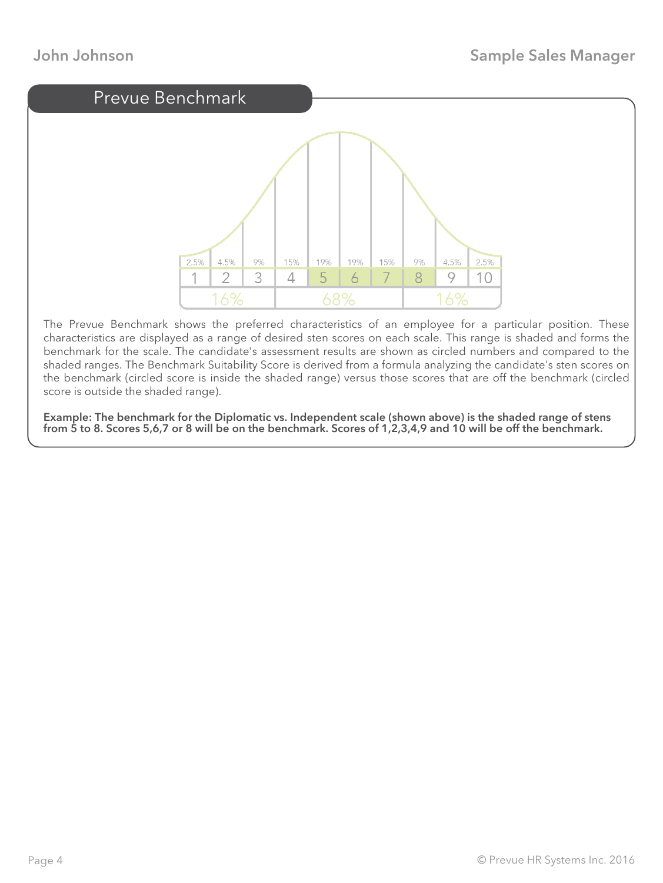## Prevue Benchmark

| 2.5% | 4.5% | 9% | 15% | 19% | 19% | 15% | 9% | 4.5% | 2.5% |
|---|---|---|---|---|---|---|---|---|---|
| 1 | 2 | 3 | 4 | 5 | 6 | 7 | 8 | 9 | 10 |
| 16% | | | 68% | | | | 16% | | |

The Prevue Benchmark shows the preferred characteristics of an employee for a particular position. These characteristics are displayed as a range of desired sten scores on each scale. This range is shaded and forms the benchmark for the scale. The candidate's assessment results are shown as circled numbers and compared to the shaded ranges. The Benchmark Suitability Score is derived from a formula analyzing the candidate's sten scores on the benchmark (circled score is inside the shaded range) versus those scores that are off the benchmark (circled score is outside the shaded range).

**Example: The benchmark for the Diplomatic vs. Independent scale (shown above) is the shaded range of stens from 5 to 8. Scores 5,6,7 or 8 will be on the benchmark. Scores of 1,2,3,4,9 and 10 will be off the benchmark.**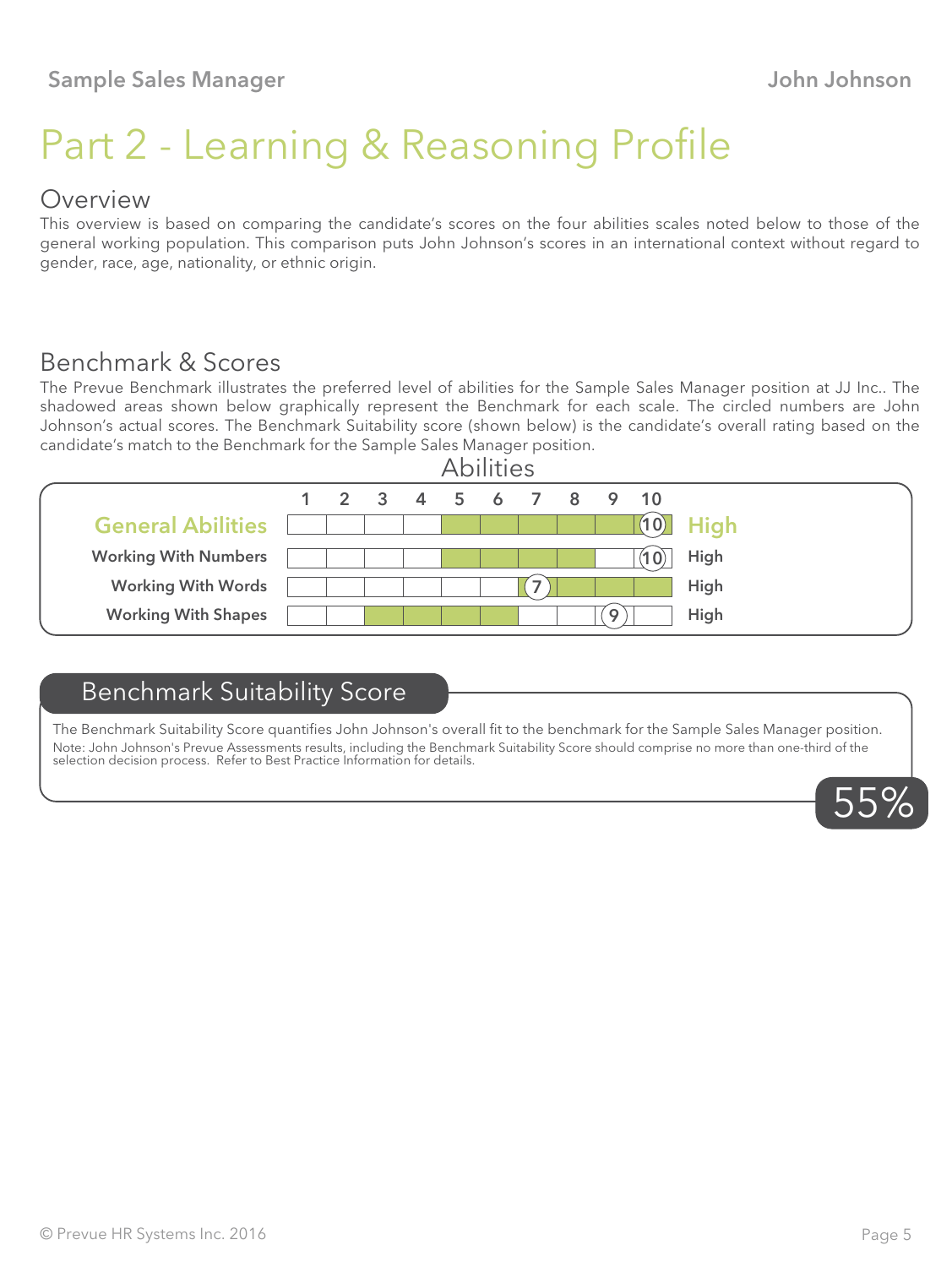# Part 2 - Learning & Reasoning Profile

## Overview

This overview is based on comparing the candidate's scores on the four abilities scales noted below to those of the general working population. This comparison puts John Johnson's scores in an international context without regard to gender, race, age, nationality, or ethnic origin.

## Benchmark & Scores

The Prevue Benchmark illustrates the preferred level of abilities for the Sample Sales Manager position at JJ Inc.. The shadowed areas shown below graphically represent the Benchmark for each scale. The circled numbers are John Johnson's actual scores. The Benchmark Suitability score (shown below) is the candidate's overall rating based on the candidate's match to the Benchmark for the Sample Sales Manager position.

### Abilities

| Scale | Benchmark Range | Score | Level |
|---|---|---|---|
| **General Abilities** | 5–10 | 10 | **High** |
| Working With Numbers | 5–8 | 10 | High |
| Working With Words | 7–10 | 7 | High |
| Working With Shapes | 3–6 | 9 | High |

## Benchmark Suitability Score

The Benchmark Suitability Score quantifies John Johnson's overall fit to the benchmark for the Sample Sales Manager position.

Note: John Johnson's Prevue Assessments results, including the Benchmark Suitability Score should comprise no more than one-third of the selection decision process. Refer to Best Practice Information for details.

**55%**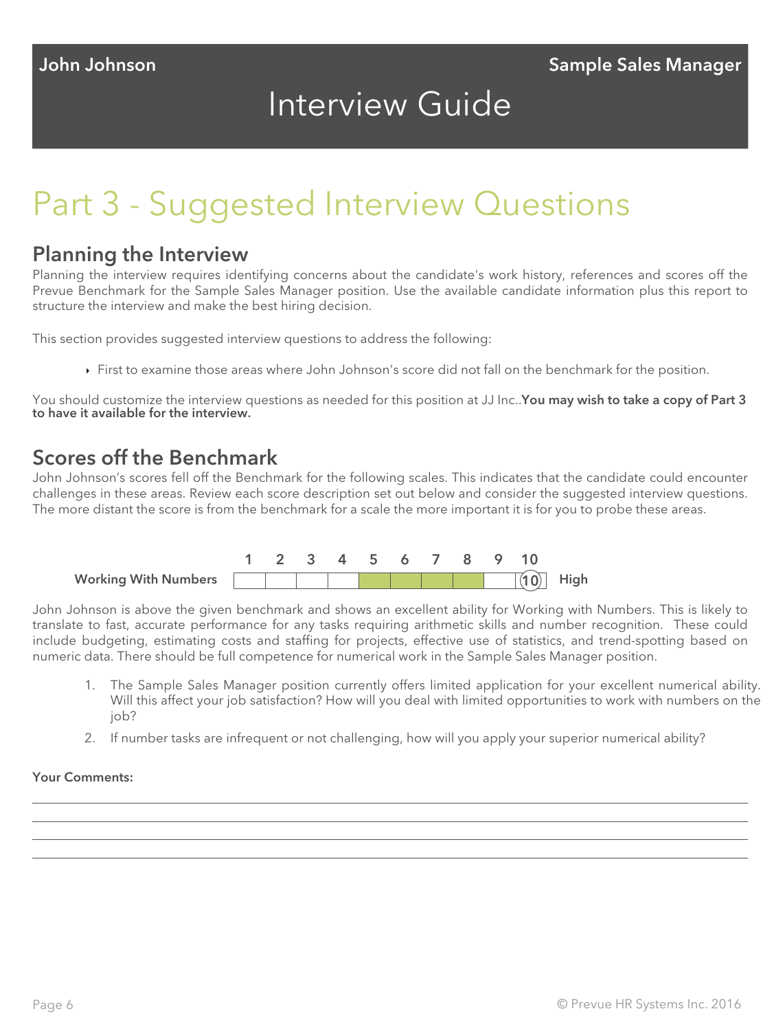John Johnson

Sample Sales Manager

# Interview Guide

# Part 3 - Suggested Interview Questions

## Planning the Interview

Planning the interview requires identifying concerns about the candidate's work history, references and scores off the Prevue Benchmark for the Sample Sales Manager position. Use the available candidate information plus this report to structure the interview and make the best hiring decision.

This section provides suggested interview questions to address the following:

- First to examine those areas where John Johnson's score did not fall on the benchmark for the position.

You should customize the interview questions as needed for this position at JJ Inc..**You may wish to take a copy of Part 3 to have it available for the interview.**

## Scores off the Benchmark

John Johnson's scores fell off the Benchmark for the following scales. This indicates that the candidate could encounter challenges in these areas. Review each score description set out below and consider the suggested interview questions. The more distant the score is from the benchmark for a scale the more important it is for you to probe these areas.

| | 1 | 2 | 3 | 4 | 5 | 6 | 7 | 8 | 9 | 10 | |
|---|---|---|---|---|---|---|---|---|---|---|---|
| **Working With Numbers** | | | | | | | | | | (10) | High |

John Johnson is above the given benchmark and shows an excellent ability for Working with Numbers. This is likely to translate to fast, accurate performance for any tasks requiring arithmetic skills and number recognition. These could include budgeting, estimating costs and staffing for projects, effective use of statistics, and trend-spotting based on numeric data. There should be full competence for numerical work in the Sample Sales Manager position.

1. The Sample Sales Manager position currently offers limited application for your excellent numerical ability. Will this affect your job satisfaction? How will you deal with limited opportunities to work with numbers on the job?
2. If number tasks are infrequent or not challenging, how will you apply your superior numerical ability?

**Your Comments:**

\_\_\_\_\_\_\_\_\_\_\_\_\_\_\_\_\_\_\_\_\_\_\_\_\_\_\_\_\_\_\_\_\_\_\_\_\_\_\_\_

\_\_\_\_\_\_\_\_\_\_\_\_\_\_\_\_\_\_\_\_\_\_\_\_\_\_\_\_\_\_\_\_\_\_\_\_\_\_\_\_

\_\_\_\_\_\_\_\_\_\_\_\_\_\_\_\_\_\_\_\_\_\_\_\_\_\_\_\_\_\_\_\_\_\_\_\_\_\_\_\_

\_\_\_\_\_\_\_\_\_\_\_\_\_\_\_\_\_\_\_\_\_\_\_\_\_\_\_\_\_\_\_\_\_\_\_\_\_\_\_\_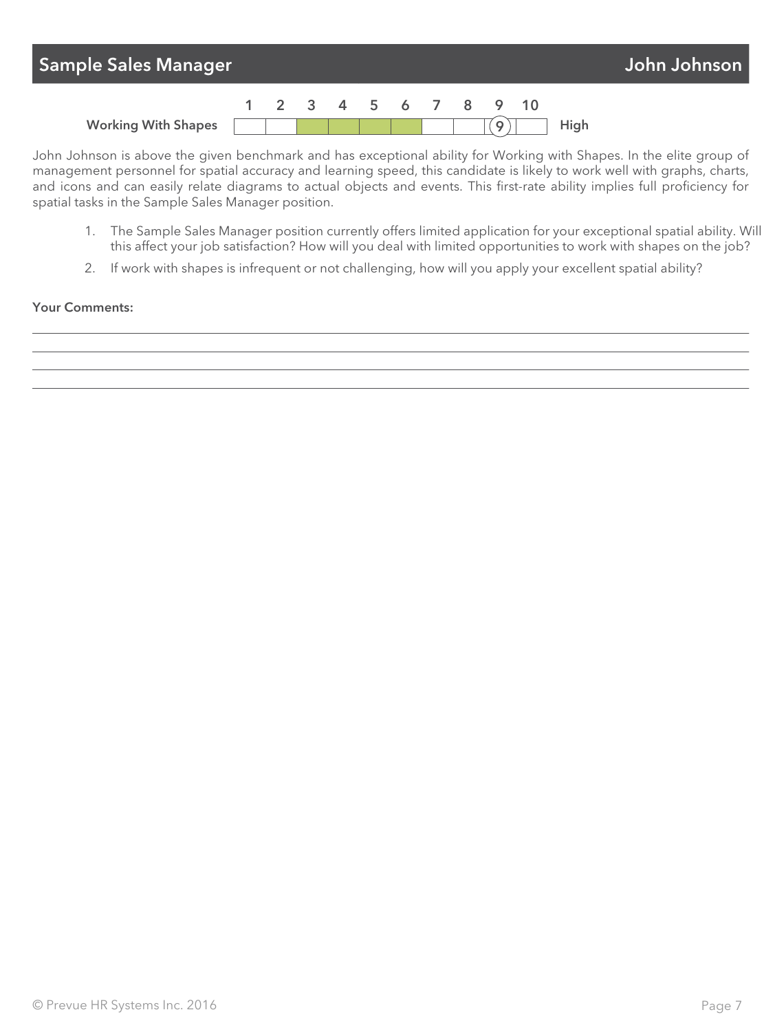## Sample Sales Manager — John Johnson

| | 1 | 2 | 3 | 4 | 5 | 6 | 7 | 8 | 9 | 10 | |
|---|---|---|---|---|---|---|---|---|---|---|---|
| Working With Shapes | | | | | | | | | (9) | | High |

John Johnson is above the given benchmark and has exceptional ability for Working with Shapes. In the elite group of management personnel for spatial accuracy and learning speed, this candidate is likely to work well with graphs, charts, and icons and can easily relate diagrams to actual objects and events. This first-rate ability implies full proficiency for spatial tasks in the Sample Sales Manager position.

1. The Sample Sales Manager position currently offers limited application for your exceptional spatial ability. Will this affect your job satisfaction? How will you deal with limited opportunities to work with shapes on the job?
2. If work with shapes is infrequent or not challenging, how will you apply your excellent spatial ability?

**Your Comments:**

___

___

___

___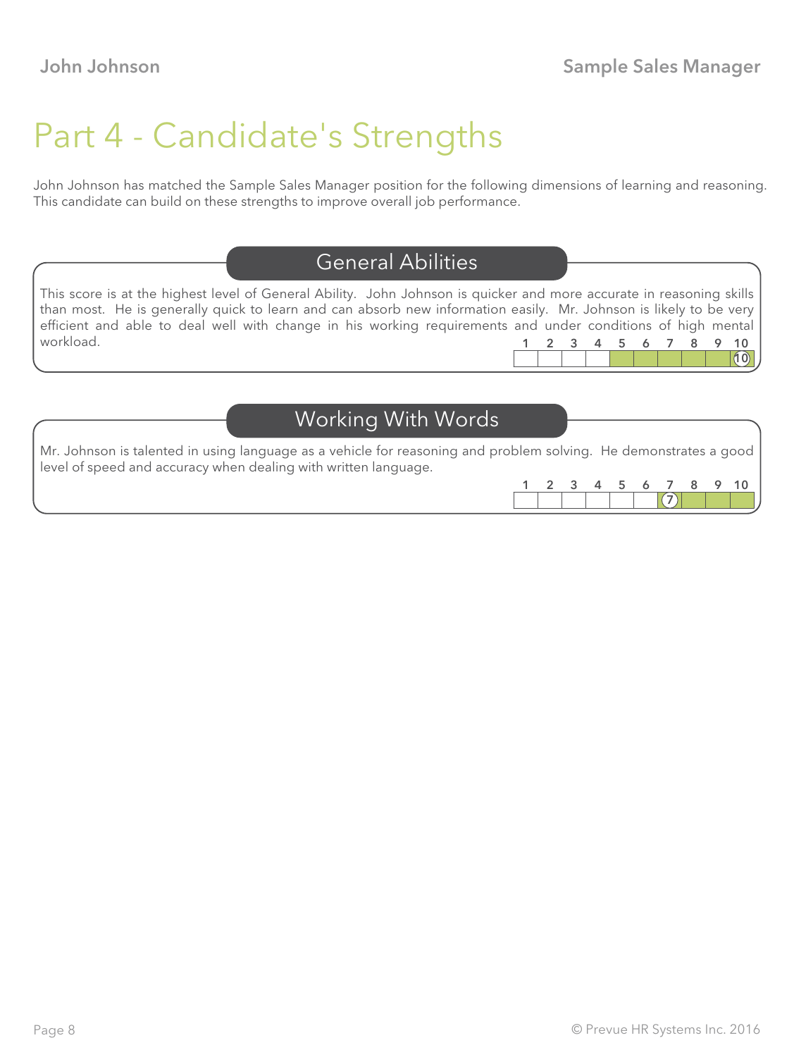# Part 4 - Candidate's Strengths

John Johnson has matched the Sample Sales Manager position for the following dimensions of learning and reasoning. This candidate can build on these strengths to improve overall job performance.

## General Abilities

This score is at the highest level of General Ability. John Johnson is quicker and more accurate in reasoning skills than most. He is generally quick to learn and can absorb new information easily. Mr. Johnson is likely to be very efficient and able to deal well with change in his working requirements and under conditions of high mental workload.

| 1 | 2 | 3 | 4 | 5 | 6 | 7 | 8 | 9 | 10 |
|---|---|---|---|---|---|---|---|---|---|
| | | | | | | | | | 10 |

## Working With Words

Mr. Johnson is talented in using language as a vehicle for reasoning and problem solving. He demonstrates a good level of speed and accuracy when dealing with written language.

| 1 | 2 | 3 | 4 | 5 | 6 | 7 | 8 | 9 | 10 |
|---|---|---|---|---|---|---|---|---|---|
| | | | | | | 7 | | | |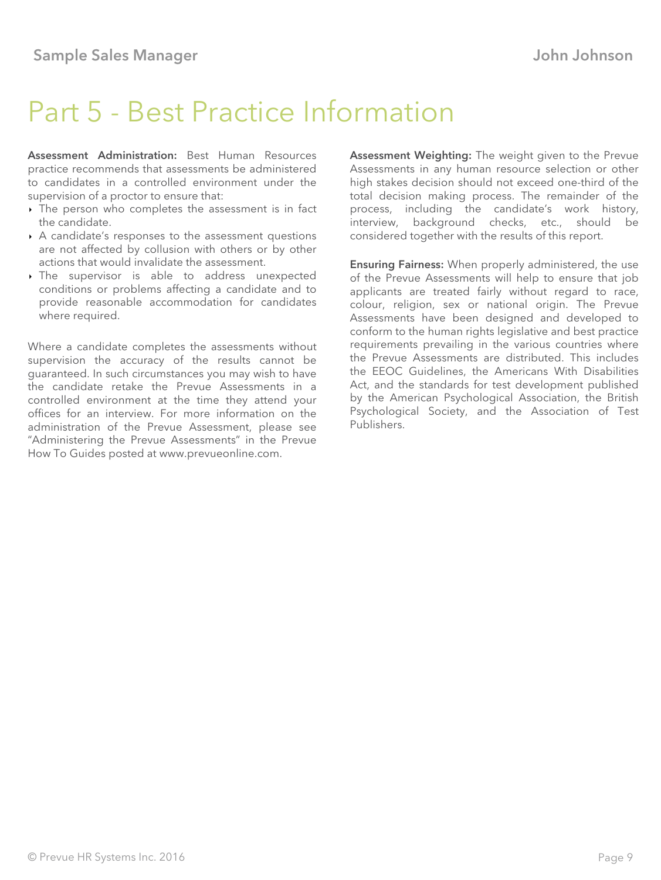# Part 5 - Best Practice Information

**Assessment Administration:** Best Human Resources practice recommends that assessments be administered to candidates in a controlled environment under the supervision of a proctor to ensure that:

- The person who completes the assessment is in fact the candidate.
- A candidate's responses to the assessment questions are not affected by collusion with others or by other actions that would invalidate the assessment.
- The supervisor is able to address unexpected conditions or problems affecting a candidate and to provide reasonable accommodation for candidates where required.

Where a candidate completes the assessments without supervision the accuracy of the results cannot be guaranteed. In such circumstances you may wish to have the candidate retake the Prevue Assessments in a controlled environment at the time they attend your offices for an interview. For more information on the administration of the Prevue Assessment, please see "Administering the Prevue Assessments" in the Prevue How To Guides posted at www.prevueonline.com.

**Assessment Weighting:** The weight given to the Prevue Assessments in any human resource selection or other high stakes decision should not exceed one-third of the total decision making process. The remainder of the process, including the candidate's work history, interview, background checks, etc., should be considered together with the results of this report.

**Ensuring Fairness:** When properly administered, the use of the Prevue Assessments will help to ensure that job applicants are treated fairly without regard to race, colour, religion, sex or national origin. The Prevue Assessments have been designed and developed to conform to the human rights legislative and best practice requirements prevailing in the various countries where the Prevue Assessments are distributed. This includes the EEOC Guidelines, the Americans With Disabilities Act, and the standards for test development published by the American Psychological Association, the British Psychological Society, and the Association of Test Publishers.